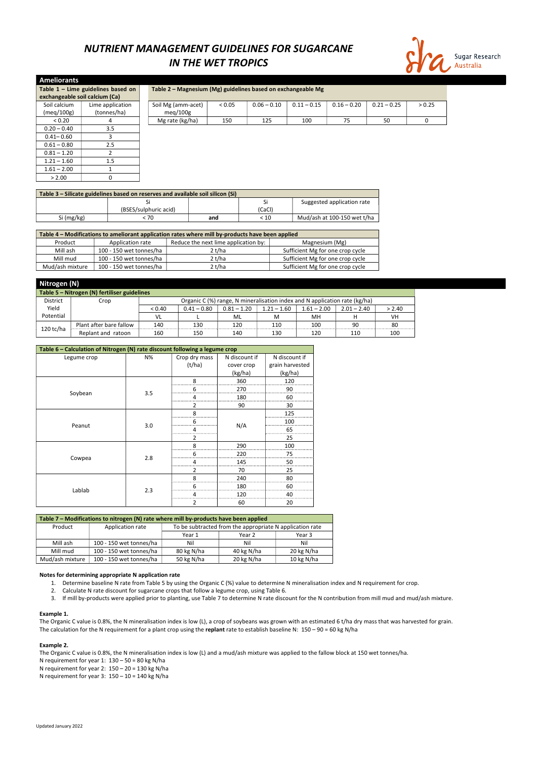# *NUTRIENT MANAGEMENT GUIDELINES FOR SUGARCANE IN THE WET TROPICS*

Sugar Research Australia

## Ameliorants

**Table 1 – Lime guidelines based on exchangeable soil calcium (Ca)**

| Soil calcium (meq/100g) | Lime application (tonnes/ha) |
|---|---|
| < 0.20 | 4 |
| 0.20 – 0.40 | 3.5 |
| 0.41– 0.60 | 3 |
| 0.61 – 0.80 | 2.5 |
| 0.81 – 1.20 | 2 |
| 1.21 – 1.60 | 1.5 |
| 1.61 – 2.00 | 1 |
| > 2.00 | 0 |

**Table 2 – Magnesium (Mg) guidelines based on exchangeable Mg**

| Soil Mg (amm-acet) meq/100g | < 0.05 | 0.06 – 0.10 | 0.11 – 0.15 | 0.16 – 0.20 | 0.21 – 0.25 | > 0.25 |
|---|---|---|---|---|---|---|
| Mg rate (kg/ha) | 150 | 125 | 100 | 75 | 50 | 0 |

**Table 3 – Silicate guidelines based on reserves and available soil silicon (Si)**

| | Si (BSES/sulphuric acid) | | Si (CaCl) | Suggested application rate |
|---|---|---|---|---|
| Si (mg/kg) | < 70 | **and** | < 10 | Mud/ash at 100-150 wet t/ha |

**Table 4 – Modifications to ameliorant application rates where mill by-products have been applied**

| Product | Application rate | Reduce the next lime application by: | Magnesium (Mg) |
|---|---|---|---|
| Mill ash | 100 - 150 wet tonnes/ha | 2 t/ha | Sufficient Mg for one crop cycle |
| Mill mud | 100 - 150 wet tonnes/ha | 2 t/ha | Sufficient Mg for one crop cycle |
| Mud/ash mixture | 100 - 150 wet tonnes/ha | 2 t/ha | Sufficient Mg for one crop cycle |

## Nitrogen (N)

**Table 5 – Nitrogen (N) fertiliser guidelines**

| District Yield Potential | Crop | Organic C (%) range, N mineralisation index and N application rate (kg/ha) | | | | | | |
|---|---|---|---|---|---|---|---|---|
| | | < 0.40 | 0.41 – 0.80 | 0.81 – 1.20 | 1.21 – 1.60 | 1.61 – 2.00 | 2.01 – 2.40 | > 2.40 |
| | | VL | L | ML | M | MH | H | VH |
| 120 tc/ha | Plant after bare fallow | 140 | 130 | 120 | 110 | 100 | 90 | 80 |
| | Replant and ratoon | 160 | 150 | 140 | 130 | 120 | 110 | 100 |

**Table 6 – Calculation of Nitrogen (N) rate discount following a legume crop**

| Legume crop | N% | Crop dry mass (t/ha) | N discount if cover crop (kg/ha) | N discount if grain harvested (kg/ha) |
|---|---|---|---|---|
| Soybean | 3.5 | 8 | 360 | 120 |
| | | 6 | 270 | 90 |
| | | 4 | 180 | 60 |
| | | 2 | 90 | 30 |
| Peanut | 3.0 | 8 | N/A | 125 |
| | | 6 | | 100 |
| | | 4 | | 65 |
| | | 2 | | 25 |
| Cowpea | 2.8 | 8 | 290 | 100 |
| | | 6 | 220 | 75 |
| | | 4 | 145 | 50 |
| | | 2 | 70 | 25 |
| Lablab | 2.3 | 8 | 240 | 80 |
| | | 6 | 180 | 60 |
| | | 4 | 120 | 40 |
| | | 2 | 60 | 20 |

**Table 7 – Modifications to nitrogen (N) rate where mill by-products have been applied**

| Product | Application rate | To be subtracted from the appropriate N application rate | | |
|---|---|---|---|---|
| | | Year 1 | Year 2 | Year 3 |
| Mill ash | 100 - 150 wet tonnes/ha | Nil | Nil | Nil |
| Mill mud | 100 - 150 wet tonnes/ha | 80 kg N/ha | 40 kg N/ha | 20 kg N/ha |
| Mud/ash mixture | 100 - 150 wet tonnes/ha | 50 kg N/ha | 20 kg N/ha | 10 kg N/ha |

**Notes for determining appropriate N application rate**

1. Determine baseline N rate from Table 5 by using the Organic C (%) value to determine N mineralisation index and N requirement for crop.
2. Calculate N rate discount for sugarcane crops that follow a legume crop, using Table 6.
3. If mill by-products were applied prior to planting, use Table 7 to determine N rate discount for the N contribution from mill mud and mud/ash mixture.

**Example 1.**

The Organic C value is 0.8%, the N mineralisation index is low (L), a crop of soybeans was grown with an estimated 6 t/ha dry mass that was harvested for grain. The calculation for the N requirement for a plant crop using the **replant** rate to establish baseline N: 150 – 90 = 60 kg N/ha

**Example 2.**

The Organic C value is 0.8%, the N mineralisation index is low (L) and a mud/ash mixture was applied to the fallow block at 150 wet tonnes/ha.
N requirement for year 1: 130 – 50 = 80 kg N/ha
N requirement for year 2: 150 – 20 = 130 kg N/ha
N requirement for year 3: 150 – 10 = 140 kg N/ha

Updated January 2022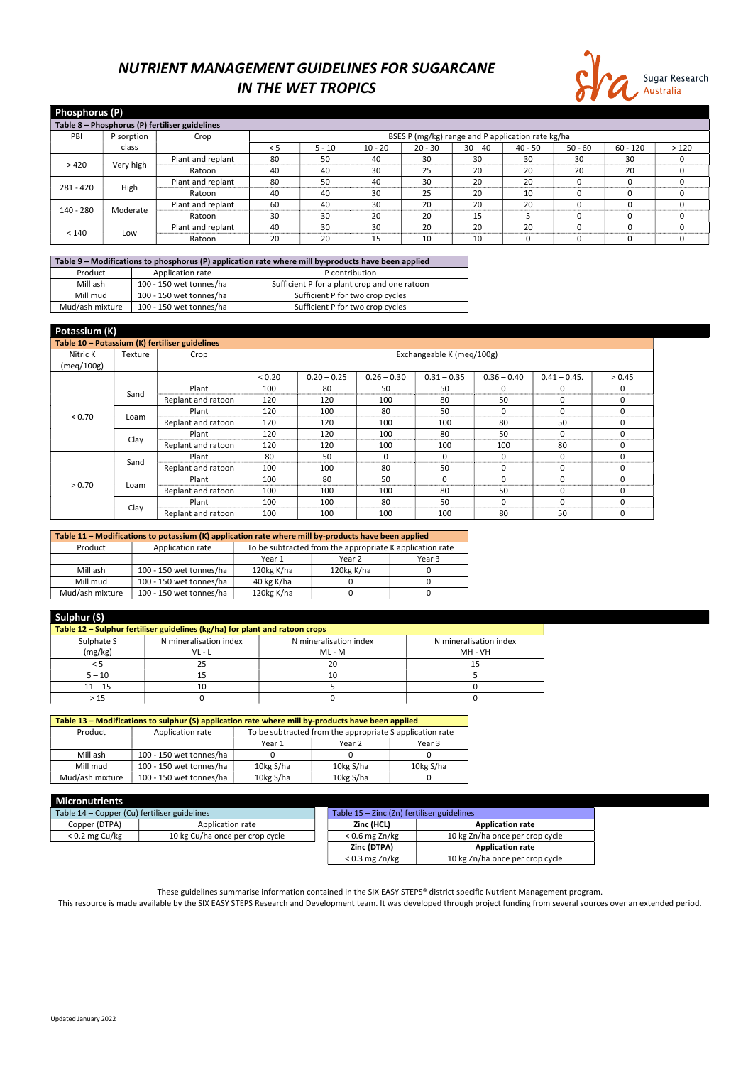# *NUTRIENT MANAGEMENT GUIDELINES FOR SUGARCANE IN THE WET TROPICS*

Sugar Research Australia

## Phosphorus (P)

**Table 8 – Phosphorus (P) fertiliser guidelines**

| PBI | P sorption class | Crop | BSES P (mg/kg) range and P application rate kg/ha | | | | | | | | |
|---|---|---|---|---|---|---|---|---|---|---|---|
| | | | < 5 | 5 - 10 | 10 - 20 | 20 - 30 | 30 – 40 | 40 - 50 | 50 - 60 | 60 - 120 | > 120 |
| > 420 | Very high | Plant and replant | 80 | 50 | 40 | 30 | 30 | 30 | 30 | 30 | 0 |
| | | Ratoon | 40 | 40 | 30 | 25 | 20 | 20 | 20 | 20 | 0 |
| 281 - 420 | High | Plant and replant | 80 | 50 | 40 | 30 | 20 | 20 | 0 | 0 | 0 |
| | | Ratoon | 40 | 40 | 30 | 25 | 20 | 10 | 0 | 0 | 0 |
| 140 - 280 | Moderate | Plant and replant | 60 | 40 | 30 | 20 | 20 | 20 | 0 | 0 | 0 |
| | | Ratoon | 30 | 30 | 20 | 20 | 15 | 5 | 0 | 0 | 0 |
| < 140 | Low | Plant and replant | 40 | 30 | 30 | 20 | 20 | 20 | 0 | 0 | 0 |
| | | Ratoon | 20 | 20 | 15 | 10 | 10 | 0 | 0 | 0 | 0 |

**Table 9 – Modifications to phosphorus (P) application rate where mill by-products have been applied**

| Product | Application rate | P contribution |
|---|---|---|
| Mill ash | 100 - 150 wet tonnes/ha | Sufficient P for a plant crop and one ratoon |
| Mill mud | 100 - 150 wet tonnes/ha | Sufficient P for two crop cycles |
| Mud/ash mixture | 100 - 150 wet tonnes/ha | Sufficient P for two crop cycles |

## Potassium (K)

**Table 10 – Potassium (K) fertiliser guidelines**

| Nitric K (meq/100g) | Texture | Crop | Exchangeable K (meq/100g) | | | | | | |
|---|---|---|---|---|---|---|---|---|---|
| | | | < 0.20 | 0.20 – 0.25 | 0.26 – 0.30 | 0.31 – 0.35 | 0.36 – 0.40 | 0.41 – 0.45. | > 0.45 |
| < 0.70 | Sand | Plant | 100 | 80 | 50 | 50 | 0 | 0 | 0 |
| | | Replant and ratoon | 120 | 120 | 100 | 80 | 50 | 0 | 0 |
| | Loam | Plant | 120 | 100 | 80 | 50 | 0 | 0 | 0 |
| | | Replant and ratoon | 120 | 120 | 100 | 100 | 80 | 50 | 0 |
| | Clay | Plant | 120 | 120 | 100 | 80 | 50 | 0 | 0 |
| | | Replant and ratoon | 120 | 120 | 120 | 100 | 100 | 80 | 0 |
| > 0.70 | Sand | Plant | 80 | 50 | 0 | 0 | 0 | 0 | 0 |
| | | Replant and ratoon | 100 | 100 | 80 | 50 | 0 | 0 | 0 |
| | Loam | Plant | 100 | 80 | 50 | 0 | 0 | 0 | 0 |
| | | Replant and ratoon | 100 | 100 | 100 | 80 | 50 | 0 | 0 |
| | Clay | Plant | 100 | 100 | 80 | 50 | 0 | 0 | 0 |
| | | Replant and ratoon | 100 | 100 | 100 | 100 | 80 | 50 | 0 |

**Table 11 – Modifications to potassium (K) application rate where mill by-products have been applied**

| Product | Application rate | To be subtracted from the appropriate K application rate | | |
|---|---|---|---|---|
| | | Year 1 | Year 2 | Year 3 |
| Mill ash | 100 - 150 wet tonnes/ha | 120kg K/ha | 120kg K/ha | 0 |
| Mill mud | 100 - 150 wet tonnes/ha | 40 kg K/ha | 0 | 0 |
| Mud/ash mixture | 100 - 150 wet tonnes/ha | 120kg K/ha | 0 | 0 |

## Sulphur (S)

**Table 12 – Sulphur fertiliser guidelines (kg/ha) for plant and ratoon crops**

| Sulphate S (mg/kg) | N mineralisation index VL - L | N mineralisation index ML - M | N mineralisation index MH - VH |
|---|---|---|---|
| < 5 | 25 | 20 | 15 |
| 5 – 10 | 15 | 10 | 5 |
| 11 – 15 | 10 | 5 | 0 |
| > 15 | 0 | 0 | 0 |

**Table 13 – Modifications to sulphur (S) application rate where mill by-products have been applied**

| Product | Application rate | To be subtracted from the appropriate S application rate | | |
|---|---|---|---|---|
| | | Year 1 | Year 2 | Year 3 |
| Mill ash | 100 - 150 wet tonnes/ha | 0 | 0 | 0 |
| Mill mud | 100 - 150 wet tonnes/ha | 10kg S/ha | 10kg S/ha | 10kg S/ha |
| Mud/ash mixture | 100 - 150 wet tonnes/ha | 10kg S/ha | 10kg S/ha | 0 |

## Micronutrients

**Table 14 – Copper (Cu) fertiliser guidelines**

| Copper (DTPA) | Application rate |
|---|---|
| < 0.2 mg Cu/kg | 10 kg Cu/ha once per crop cycle |

**Table 15 – Zinc (Zn) fertiliser guidelines**

| Zinc (HCL) | Application rate |
|---|---|
| < 0.6 mg Zn/kg | 10 kg Zn/ha once per crop cycle |
| **Zinc (DTPA)** | **Application rate** |
| < 0.3 mg Zn/kg | 10 kg Zn/ha once per crop cycle |

These guidelines summarise information contained in the SIX EASY STEPS® district specific Nutrient Management program.

This resource is made available by the SIX EASY STEPS Research and Development team. It was developed through project funding from several sources over an extended period.

Updated January 2022